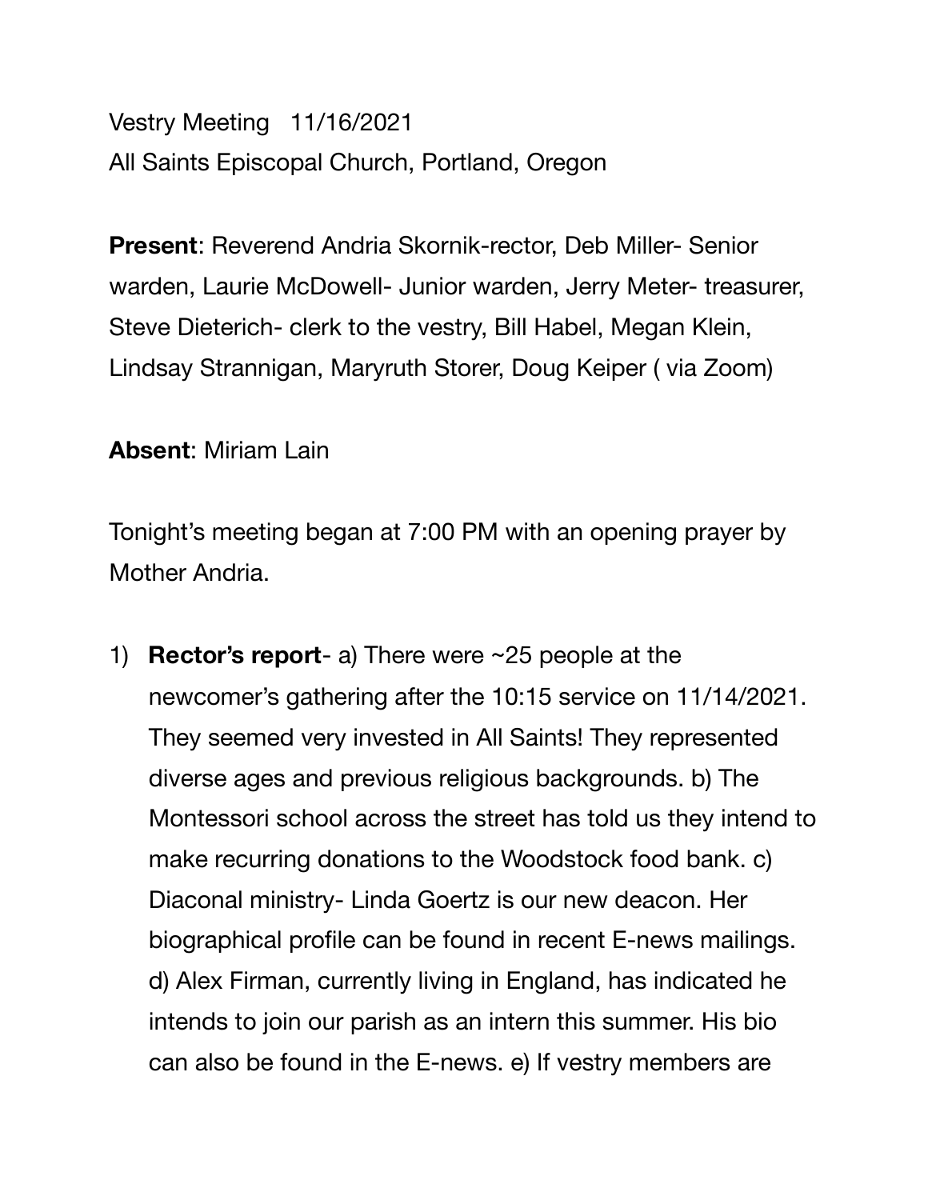Vestry Meeting 11/16/2021
All Saints Episcopal Church, Portland, Oregon

**Present**: Reverend Andria Skornik-rector, Deb Miller- Senior warden, Laurie McDowell- Junior warden, Jerry Meter- treasurer, Steve Dieterich- clerk to the vestry, Bill Habel, Megan Klein, Lindsay Strannigan, Maryruth Storer, Doug Keiper ( via Zoom)

**Absent**: Miriam Lain

Tonight's meeting began at 7:00 PM with an opening prayer by Mother Andria.

1) **Rector's report**- a) There were ~25 people at the newcomer's gathering after the 10:15 service on 11/14/2021. They seemed very invested in All Saints! They represented diverse ages and previous religious backgrounds. b) The Montessori school across the street has told us they intend to make recurring donations to the Woodstock food bank. c) Diaconal ministry- Linda Goertz is our new deacon. Her biographical profile can be found in recent E-news mailings. d) Alex Firman, currently living in England, has indicated he intends to join our parish as an intern this summer. His bio can also be found in the E-news. e) If vestry members are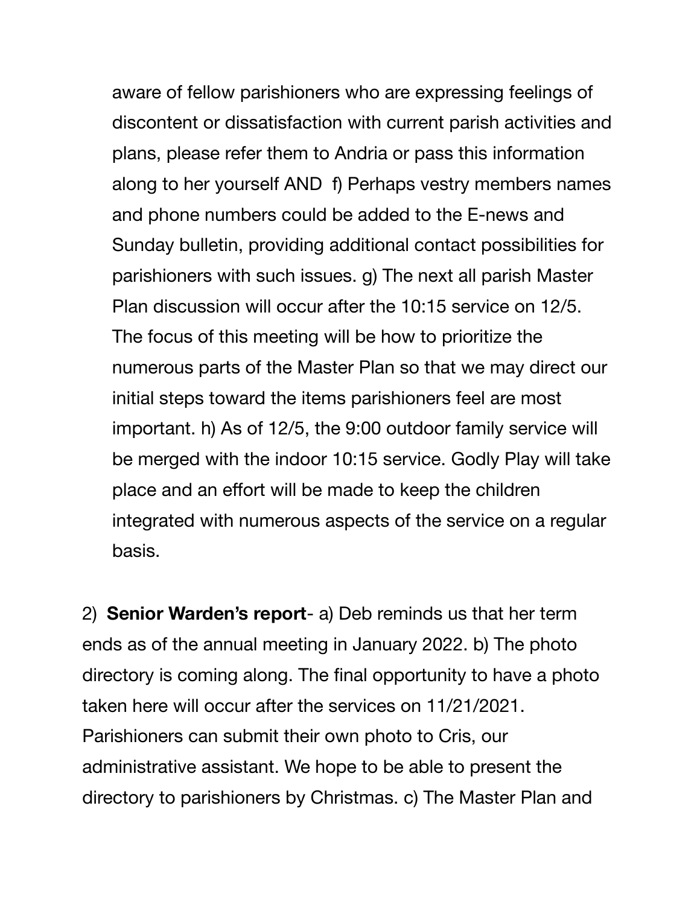aware of fellow parishioners who are expressing feelings of discontent or dissatisfaction with current parish activities and plans, please refer them to Andria or pass this information along to her yourself AND f) Perhaps vestry members names and phone numbers could be added to the E-news and Sunday bulletin, providing additional contact possibilities for parishioners with such issues. g) The next all parish Master Plan discussion will occur after the 10:15 service on 12/5. The focus of this meeting will be how to prioritize the numerous parts of the Master Plan so that we may direct our initial steps toward the items parishioners feel are most important. h) As of 12/5, the 9:00 outdoor family service will be merged with the indoor 10:15 service. Godly Play will take place and an effort will be made to keep the children integrated with numerous aspects of the service on a regular basis.

2) **Senior Warden's report**- a) Deb reminds us that her term ends as of the annual meeting in January 2022. b) The photo directory is coming along. The final opportunity to have a photo taken here will occur after the services on 11/21/2021. Parishioners can submit their own photo to Cris, our administrative assistant. We hope to be able to present the directory to parishioners by Christmas. c) The Master Plan and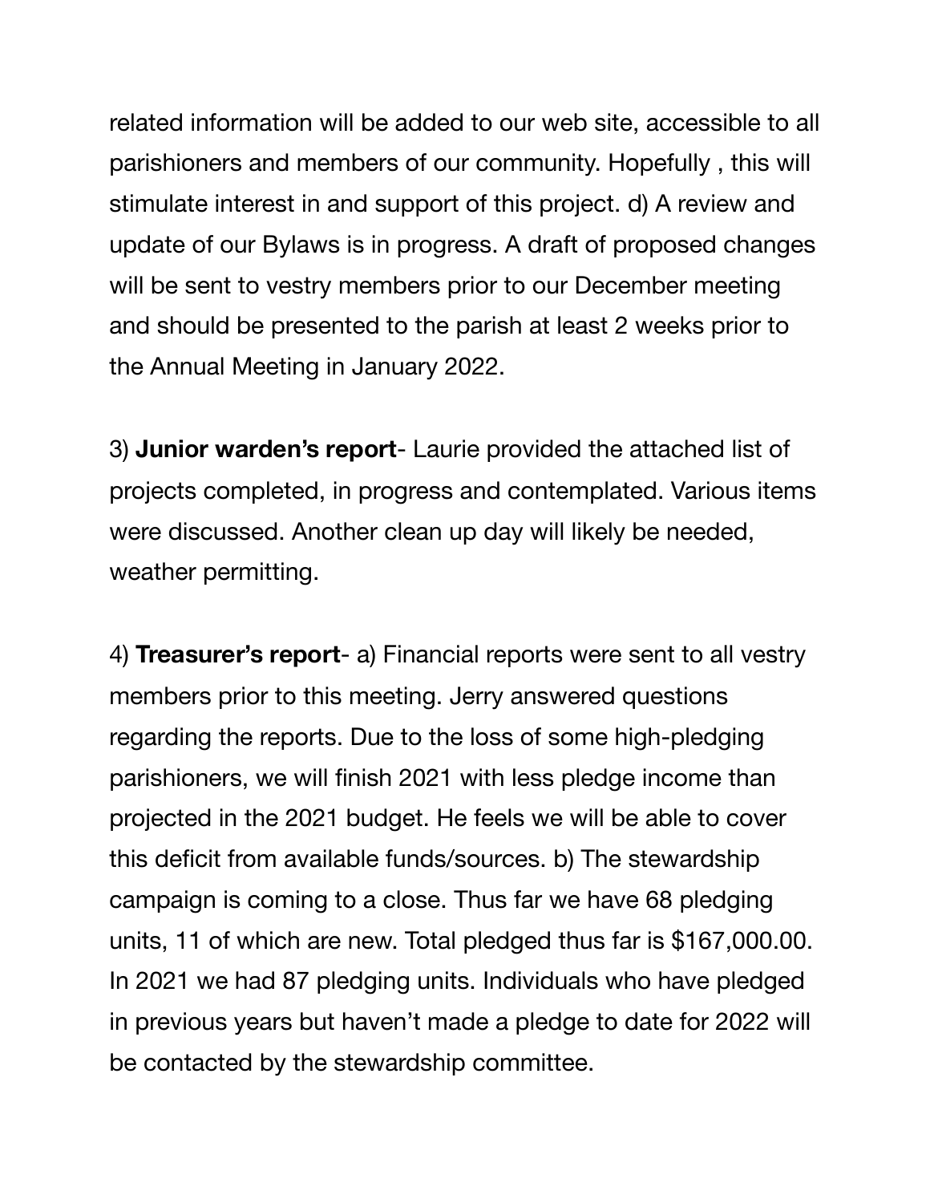related information will be added to our web site, accessible to all parishioners and members of our community. Hopefully , this will stimulate interest in and support of this project. d) A review and update of our Bylaws is in progress. A draft of proposed changes will be sent to vestry members prior to our December meeting and should be presented to the parish at least 2 weeks prior to the Annual Meeting in January 2022.

3) **Junior warden's report**- Laurie provided the attached list of projects completed, in progress and contemplated. Various items were discussed. Another clean up day will likely be needed, weather permitting.

4) **Treasurer's report**- a) Financial reports were sent to all vestry members prior to this meeting. Jerry answered questions regarding the reports. Due to the loss of some high-pledging parishioners, we will finish 2021 with less pledge income than projected in the 2021 budget. He feels we will be able to cover this deficit from available funds/sources. b) The stewardship campaign is coming to a close. Thus far we have 68 pledging units, 11 of which are new. Total pledged thus far is $167,000.00. In 2021 we had 87 pledging units. Individuals who have pledged in previous years but haven't made a pledge to date for 2022 will be contacted by the stewardship committee.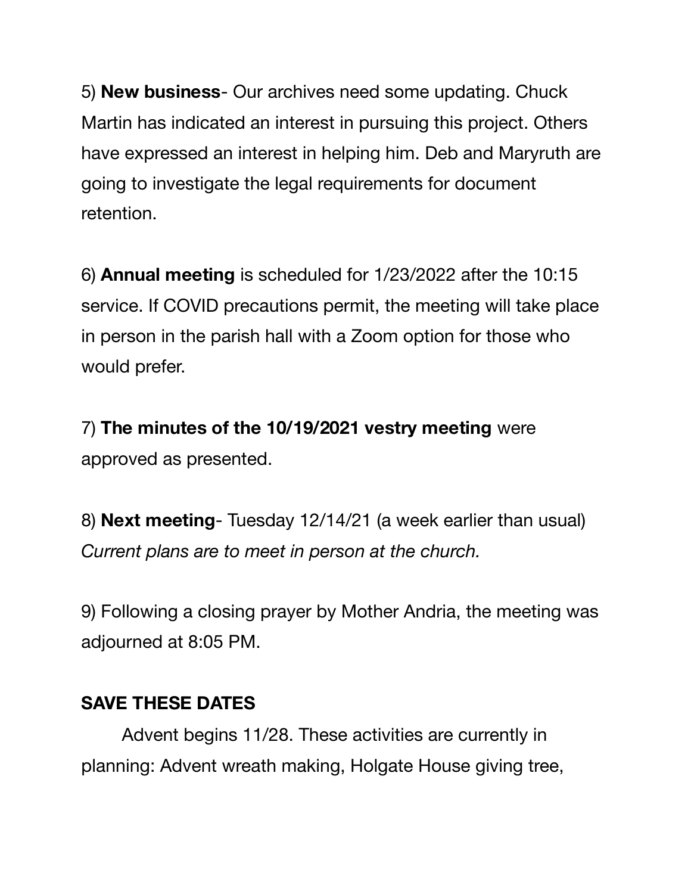5) **New business**- Our archives need some updating. Chuck Martin has indicated an interest in pursuing this project. Others have expressed an interest in helping him. Deb and Maryruth are going to investigate the legal requirements for document retention.

6) **Annual meeting** is scheduled for 1/23/2022 after the 10:15 service. If COVID precautions permit, the meeting will take place in person in the parish hall with a Zoom option for those who would prefer.

7) **The minutes of the 10/19/2021 vestry meeting** were approved as presented.

8) **Next meeting**- Tuesday 12/14/21 (a week earlier than usual) *Current plans are to meet in person at the church.*

9) Following a closing prayer by Mother Andria, the meeting was adjourned at 8:05 PM.

**SAVE THESE DATES**

Advent begins 11/28. These activities are currently in planning: Advent wreath making, Holgate House giving tree,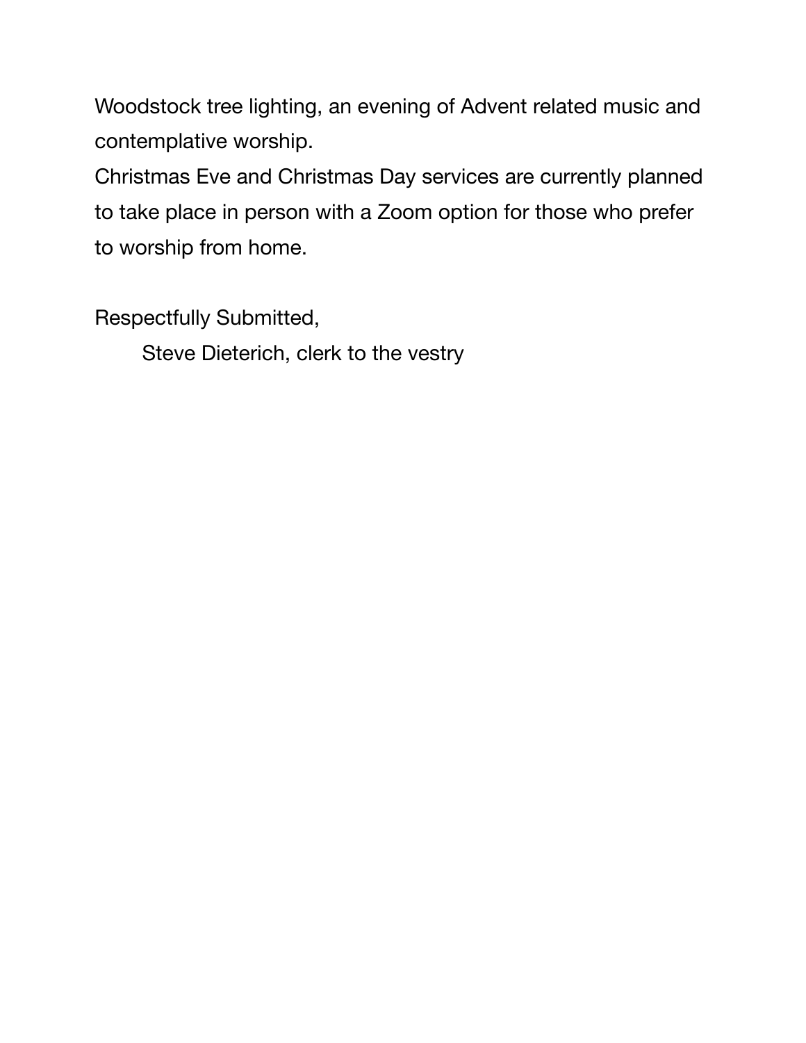Woodstock tree lighting, an evening of Advent related music and contemplative worship.

Christmas Eve and Christmas Day services are currently planned to take place in person with a Zoom option for those who prefer to worship from home.

Respectfully Submitted,

Steve Dieterich, clerk to the vestry